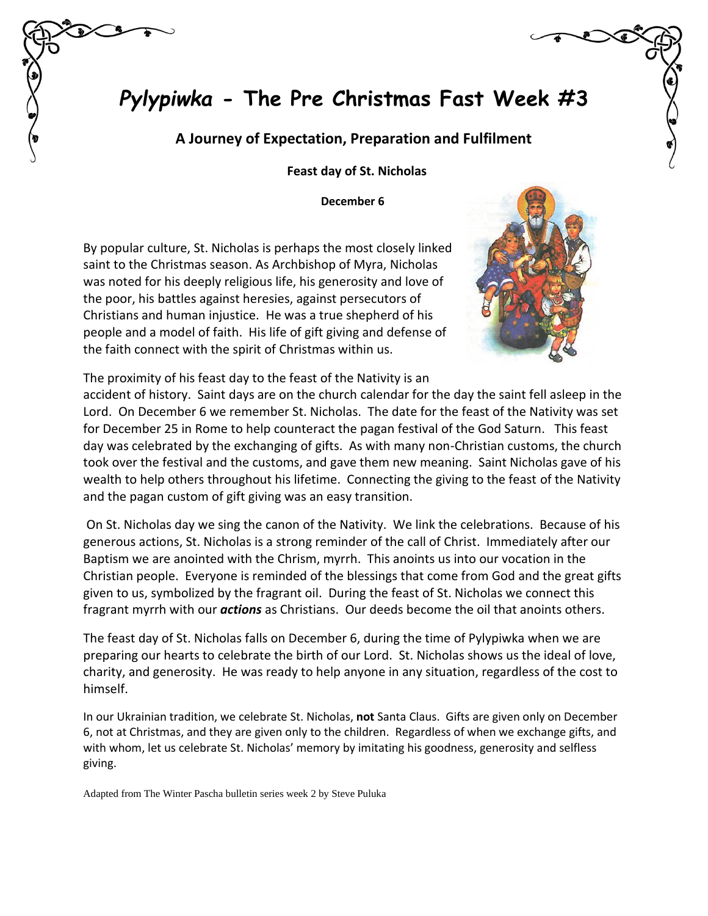# *Pylypiwka* - The Pre Christmas Fast Week #3

## A Journey of Expectation, Preparation and Fulfilment

**Feast day of St. Nicholas**

**December 6**

By popular culture, St. Nicholas is perhaps the most closely linked saint to the Christmas season. As Archbishop of Myra, Nicholas was noted for his deeply religious life, his generosity and love of the poor, his battles against heresies, against persecutors of Christians and human injustice. He was a true shepherd of his people and a model of faith. His life of gift giving and defense of the faith connect with the spirit of Christmas within us.

The proximity of his feast day to the feast of the Nativity is an accident of history. Saint days are on the church calendar for the day the saint fell asleep in the Lord. On December 6 we remember St. Nicholas. The date for the feast of the Nativity was set for December 25 in Rome to help counteract the pagan festival of the God Saturn. This feast day was celebrated by the exchanging of gifts. As with many non-Christian customs, the church took over the festival and the customs, and gave them new meaning. Saint Nicholas gave of his wealth to help others throughout his lifetime. Connecting the giving to the feast of the Nativity and the pagan custom of gift giving was an easy transition.

On St. Nicholas day we sing the canon of the Nativity. We link the celebrations. Because of his generous actions, St. Nicholas is a strong reminder of the call of Christ. Immediately after our Baptism we are anointed with the Chrism, myrrh. This anoints us into our vocation in the Christian people. Everyone is reminded of the blessings that come from God and the great gifts given to us, symbolized by the fragrant oil. During the feast of St. Nicholas we connect this fragrant myrrh with our ***actions*** as Christians. Our deeds become the oil that anoints others.

The feast day of St. Nicholas falls on December 6, during the time of Pylypiwka when we are preparing our hearts to celebrate the birth of our Lord. St. Nicholas shows us the ideal of love, charity, and generosity. He was ready to help anyone in any situation, regardless of the cost to himself.

In our Ukrainian tradition, we celebrate St. Nicholas, **not** Santa Claus. Gifts are given only on December 6, not at Christmas, and they are given only to the children. Regardless of when we exchange gifts, and with whom, let us celebrate St. Nicholas' memory by imitating his goodness, generosity and selfless giving.

Adapted from The Winter Pascha bulletin series week 2 by Steve Puluka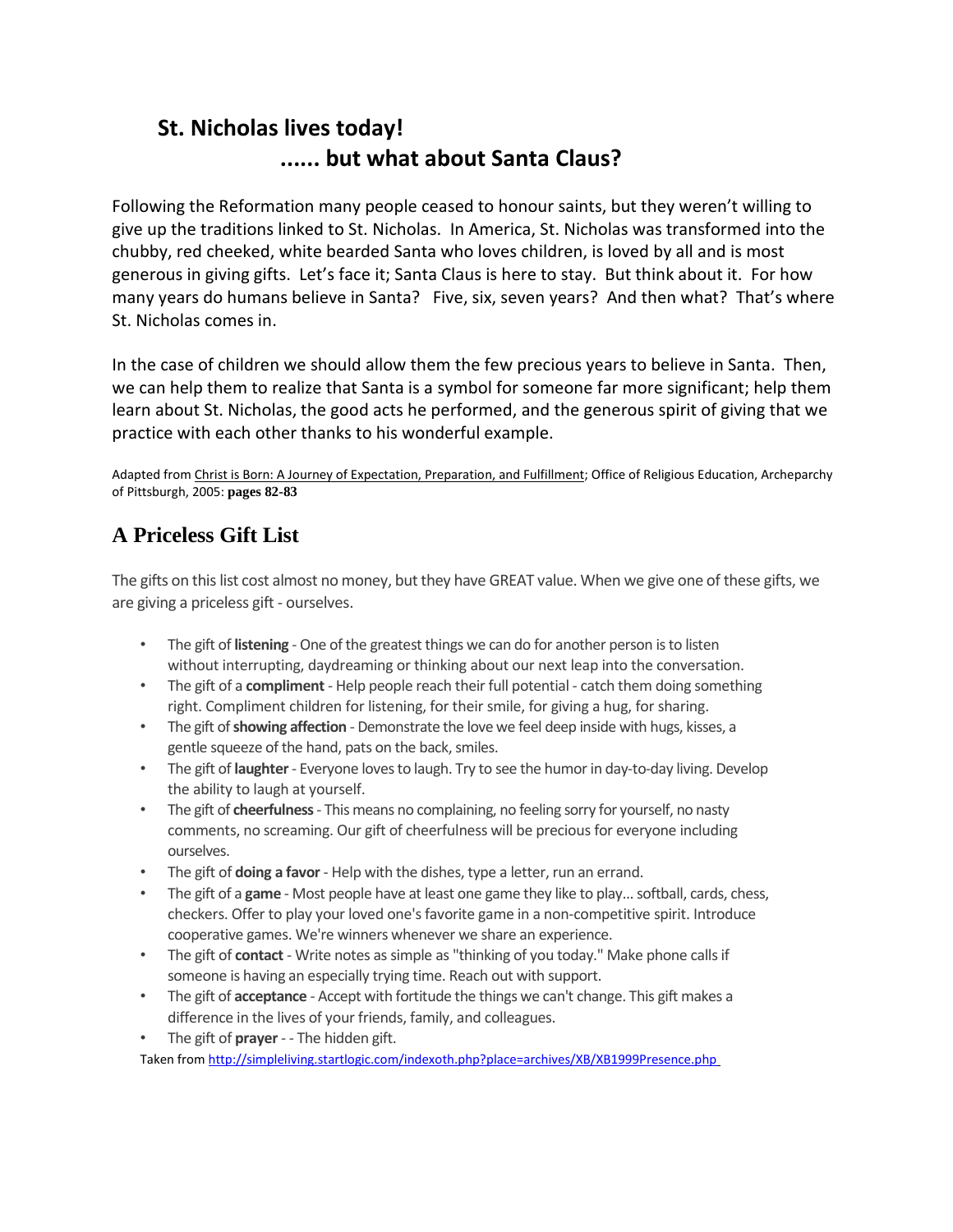## St. Nicholas lives today!
## ...... but what about Santa Claus?

Following the Reformation many people ceased to honour saints, but they weren't willing to give up the traditions linked to St. Nicholas. In America, St. Nicholas was transformed into the chubby, red cheeked, white bearded Santa who loves children, is loved by all and is most generous in giving gifts. Let's face it; Santa Claus is here to stay. But think about it. For how many years do humans believe in Santa? Five, six, seven years? And then what? That's where St. Nicholas comes in.

In the case of children we should allow them the few precious years to believe in Santa. Then, we can help them to realize that Santa is a symbol for someone far more significant; help them learn about St. Nicholas, the good acts he performed, and the generous spirit of giving that we practice with each other thanks to his wonderful example.

Adapted from Christ is Born: A Journey of Expectation, Preparation, and Fulfillment; Office of Religious Education, Archeparchy of Pittsburgh, 2005: **pages 82-83**

## A Priceless Gift List

The gifts on this list cost almost no money, but they have GREAT value. When we give one of these gifts, we are giving a priceless gift - ourselves.

- The gift of **listening** - One of the greatest things we can do for another person is to listen without interrupting, daydreaming or thinking about our next leap into the conversation.
- The gift of a **compliment** - Help people reach their full potential - catch them doing something right. Compliment children for listening, for their smile, for giving a hug, for sharing.
- The gift of **showing affection** - Demonstrate the love we feel deep inside with hugs, kisses, a gentle squeeze of the hand, pats on the back, smiles.
- The gift of **laughter** - Everyone loves to laugh. Try to see the humor in day-to-day living. Develop the ability to laugh at yourself.
- The gift of **cheerfulness** - This means no complaining, no feeling sorry for yourself, no nasty comments, no screaming. Our gift of cheerfulness will be precious for everyone including ourselves.
- The gift of **doing a favor** - Help with the dishes, type a letter, run an errand.
- The gift of a **game** - Most people have at least one game they like to play... softball, cards, chess, checkers. Offer to play your loved one's favorite game in a non-competitive spirit. Introduce cooperative games. We're winners whenever we share an experience.
- The gift of **contact** - Write notes as simple as "thinking of you today." Make phone calls if someone is having an especially trying time. Reach out with support.
- The gift of **acceptance** - Accept with fortitude the things we can't change. This gift makes a difference in the lives of your friends, family, and colleagues.
- The gift of **prayer** - - The hidden gift.

Taken from http://simpleliving.startlogic.com/indexoth.php?place=archives/XB/XB1999Presence.php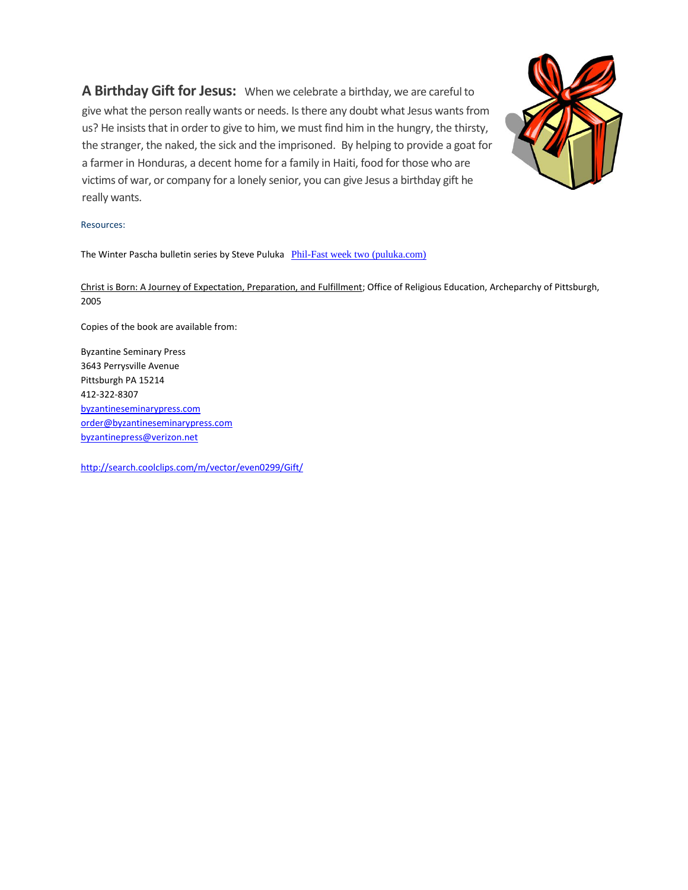**A Birthday Gift for Jesus:** When we celebrate a birthday, we are careful to give what the person really wants or needs. Is there any doubt what Jesus wants from us? He insists that in order to give to him, we must find him in the hungry, the thirsty, the stranger, the naked, the sick and the imprisoned. By helping to provide a goat for a farmer in Honduras, a decent home for a family in Haiti, food for those who are victims of war, or company for a lonely senior, you can give Jesus a birthday gift he really wants.

Resources:

The Winter Pascha bulletin series by Steve Puluka [Phil-Fast week two (puluka.com)]

Christ is Born: A Journey of Expectation, Preparation, and Fulfillment; Office of Religious Education, Archeparchy of Pittsburgh, 2005

Copies of the book are available from:

Byzantine Seminary Press
3643 Perrysville Avenue
Pittsburgh PA 15214
412-322-8307
byzantineseminarypress.com
order@byzantineseminarypress.com
byzantinepress@verizon.net

http://search.coolclips.com/m/vector/even0299/Gift/